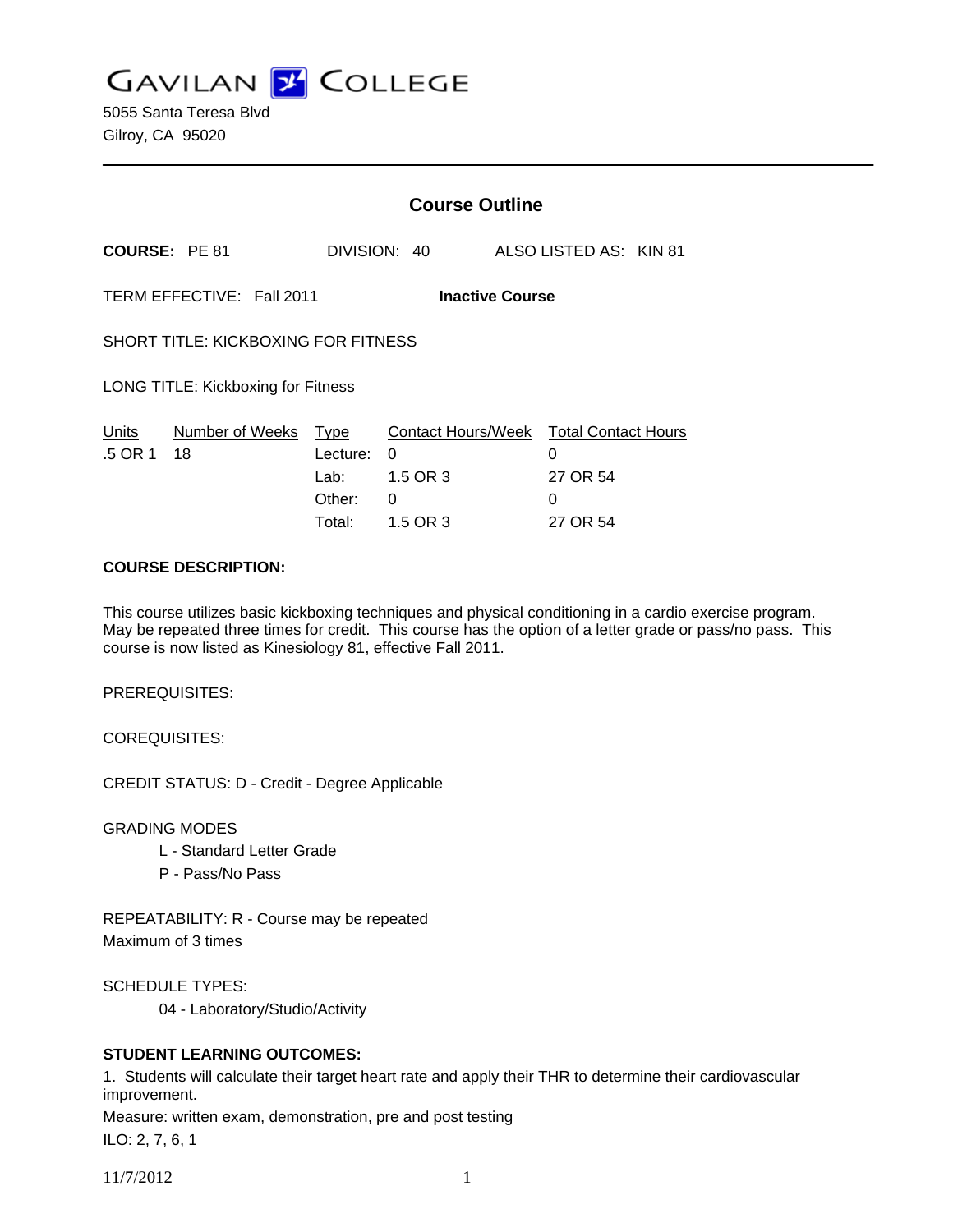# GAVILAN COLLEGE

5055 Santa Teresa Blvd
Gilroy, CA 95020

---

## Course Outline

**COURSE:** PE 81 DIVISION: 40 ALSO LISTED AS: KIN 81

TERM EFFECTIVE: Fall 2011 **Inactive Course**

SHORT TITLE: KICKBOXING FOR FITNESS

LONG TITLE: Kickboxing for Fitness

| Units | Number of Weeks | Type | Contact Hours/Week | Total Contact Hours |
|---|---|---|---|---|
| .5 OR 1 | 18 | Lecture: | 0 | 0 |
| | | Lab: | 1.5 OR 3 | 27 OR 54 |
| | | Other: | 0 | 0 |
| | | Total: | 1.5 OR 3 | 27 OR 54 |

**COURSE DESCRIPTION:**

This course utilizes basic kickboxing techniques and physical conditioning in a cardio exercise program. May be repeated three times for credit. This course has the option of a letter grade or pass/no pass. This course is now listed as Kinesiology 81, effective Fall 2011.

PREREQUISITES:

COREQUISITES:

CREDIT STATUS: D - Credit - Degree Applicable

GRADING MODES

- L - Standard Letter Grade
- P - Pass/No Pass

REPEATABILITY: R - Course may be repeated
Maximum of 3 times

SCHEDULE TYPES:

- 04 - Laboratory/Studio/Activity

**STUDENT LEARNING OUTCOMES:**

1. Students will calculate their target heart rate and apply their THR to determine their cardiovascular improvement.
Measure: written exam, demonstration, pre and post testing
ILO: 2, 7, 6, 1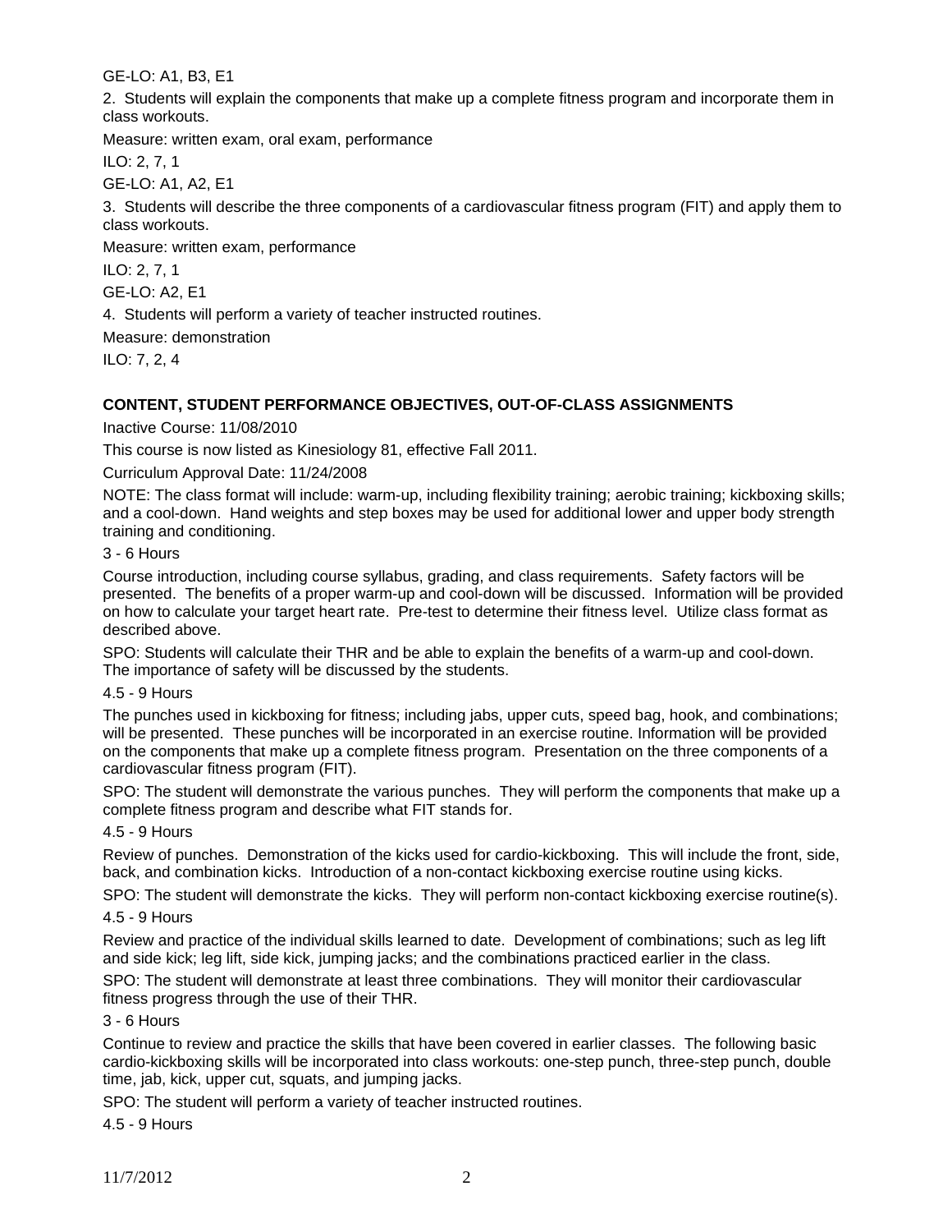GE-LO: A1, B3, E1

2. Students will explain the components that make up a complete fitness program and incorporate them in class workouts.

Measure: written exam, oral exam, performance

ILO: 2, 7, 1

GE-LO: A1, A2, E1

3. Students will describe the three components of a cardiovascular fitness program (FIT) and apply them to class workouts.

Measure: written exam, performance

ILO: 2, 7, 1

GE-LO: A2, E1

4. Students will perform a variety of teacher instructed routines.

Measure: demonstration

ILO: 7, 2, 4

**CONTENT, STUDENT PERFORMANCE OBJECTIVES, OUT-OF-CLASS ASSIGNMENTS**

Inactive Course: 11/08/2010

This course is now listed as Kinesiology 81, effective Fall 2011.

Curriculum Approval Date: 11/24/2008

NOTE: The class format will include: warm-up, including flexibility training; aerobic training; kickboxing skills; and a cool-down. Hand weights and step boxes may be used for additional lower and upper body strength training and conditioning.

3 - 6 Hours

Course introduction, including course syllabus, grading, and class requirements. Safety factors will be presented. The benefits of a proper warm-up and cool-down will be discussed. Information will be provided on how to calculate your target heart rate. Pre-test to determine their fitness level. Utilize class format as described above.

SPO: Students will calculate their THR and be able to explain the benefits of a warm-up and cool-down. The importance of safety will be discussed by the students.

4.5 - 9 Hours

The punches used in kickboxing for fitness; including jabs, upper cuts, speed bag, hook, and combinations; will be presented. These punches will be incorporated in an exercise routine. Information will be provided on the components that make up a complete fitness program. Presentation on the three components of a cardiovascular fitness program (FIT).

SPO: The student will demonstrate the various punches. They will perform the components that make up a complete fitness program and describe what FIT stands for.

4.5 - 9 Hours

Review of punches. Demonstration of the kicks used for cardio-kickboxing. This will include the front, side, back, and combination kicks. Introduction of a non-contact kickboxing exercise routine using kicks.

SPO: The student will demonstrate the kicks. They will perform non-contact kickboxing exercise routine(s).

4.5 - 9 Hours

Review and practice of the individual skills learned to date. Development of combinations; such as leg lift and side kick; leg lift, side kick, jumping jacks; and the combinations practiced earlier in the class.

SPO: The student will demonstrate at least three combinations. They will monitor their cardiovascular fitness progress through the use of their THR.

3 - 6 Hours

Continue to review and practice the skills that have been covered in earlier classes. The following basic cardio-kickboxing skills will be incorporated into class workouts: one-step punch, three-step punch, double time, jab, kick, upper cut, squats, and jumping jacks.

SPO: The student will perform a variety of teacher instructed routines.

4.5 - 9 Hours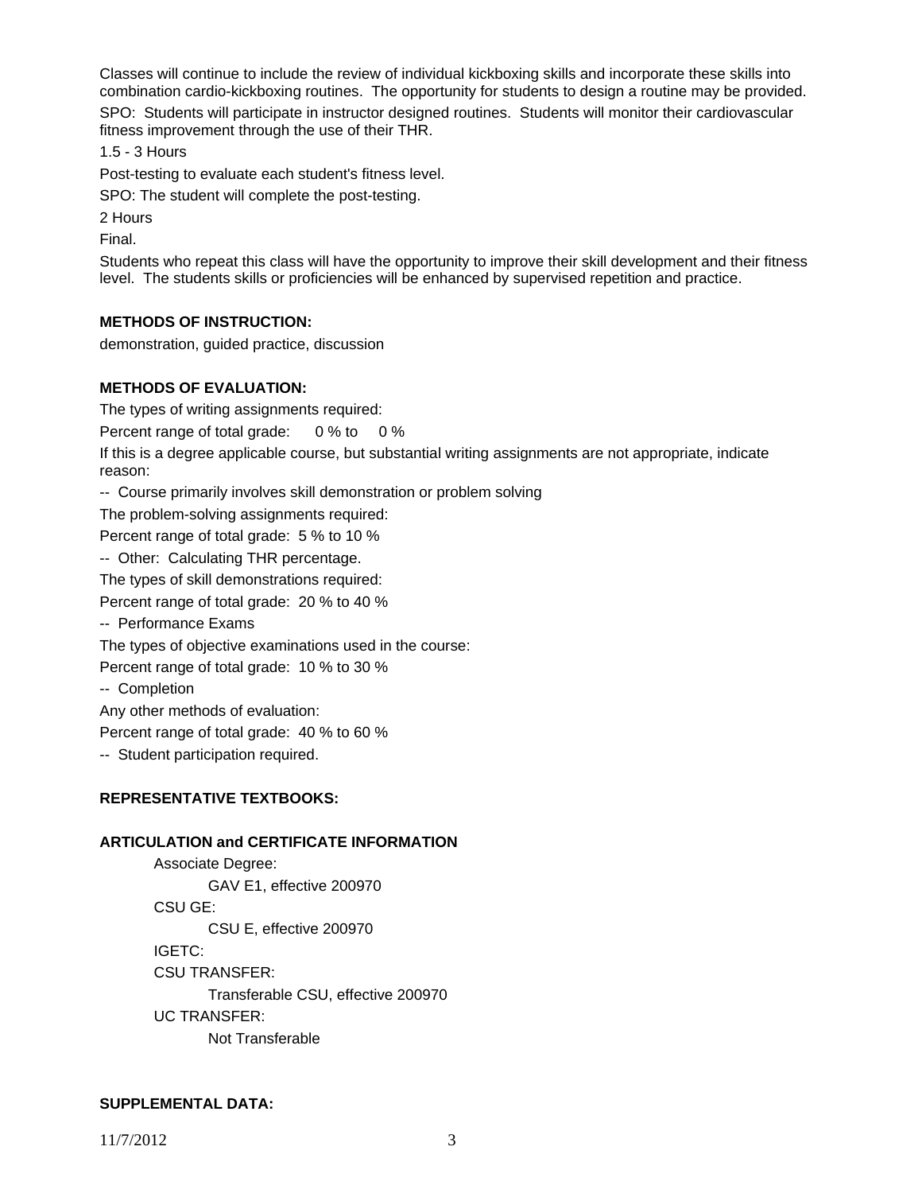Classes will continue to include the review of individual kickboxing skills and incorporate these skills into combination cardio-kickboxing routines. The opportunity for students to design a routine may be provided.

SPO: Students will participate in instructor designed routines. Students will monitor their cardiovascular fitness improvement through the use of their THR.

1.5 - 3 Hours

Post-testing to evaluate each student's fitness level.

SPO: The student will complete the post-testing.

2 Hours

Final.

Students who repeat this class will have the opportunity to improve their skill development and their fitness level. The students skills or proficiencies will be enhanced by supervised repetition and practice.

**METHODS OF INSTRUCTION:**

demonstration, guided practice, discussion

**METHODS OF EVALUATION:**

The types of writing assignments required:

Percent range of total grade: 0 % to 0 %

If this is a degree applicable course, but substantial writing assignments are not appropriate, indicate reason:

-- Course primarily involves skill demonstration or problem solving

The problem-solving assignments required:

Percent range of total grade: 5 % to 10 %

-- Other: Calculating THR percentage.

The types of skill demonstrations required:

Percent range of total grade: 20 % to 40 %

-- Performance Exams

The types of objective examinations used in the course:

Percent range of total grade: 10 % to 30 %

-- Completion

Any other methods of evaluation:

Percent range of total grade: 40 % to 60 %

-- Student participation required.

**REPRESENTATIVE TEXTBOOKS:**

**ARTICULATION and CERTIFICATE INFORMATION**

Associate Degree:
GAV E1, effective 200970

CSU GE:
CSU E, effective 200970

IGETC:

CSU TRANSFER:
Transferable CSU, effective 200970

UC TRANSFER:
Not Transferable

**SUPPLEMENTAL DATA:**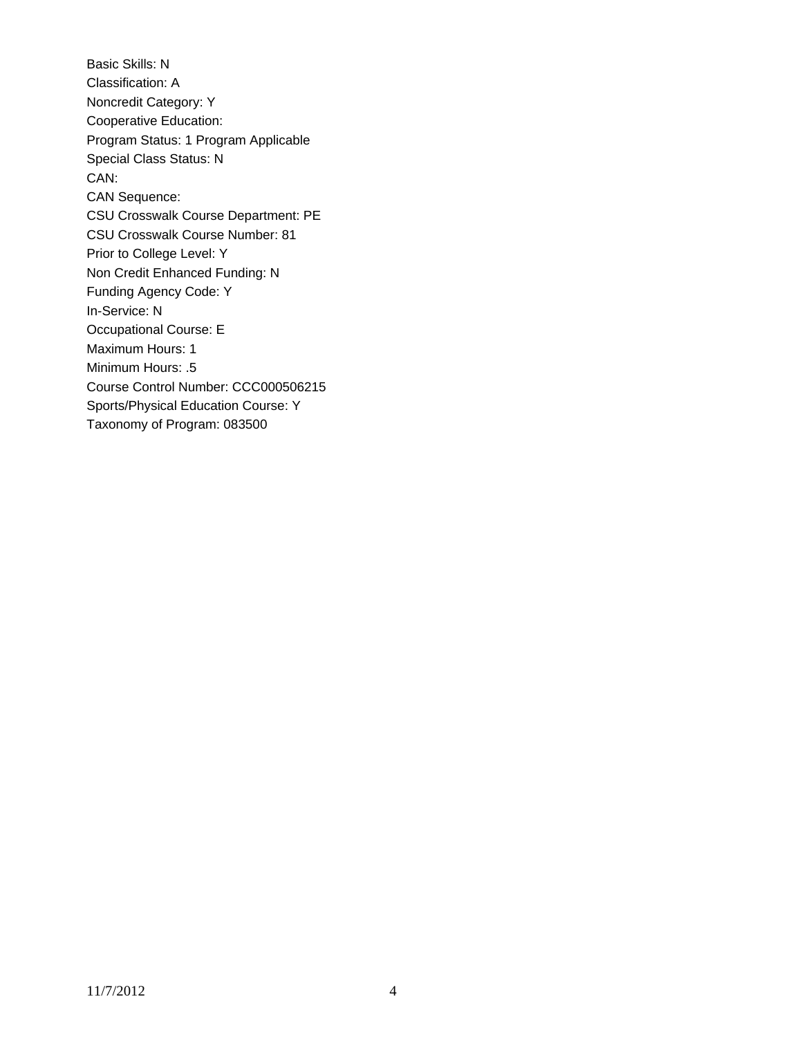Basic Skills: N
Classification: A
Noncredit Category: Y
Cooperative Education:
Program Status: 1 Program Applicable
Special Class Status: N
CAN:
CAN Sequence:
CSU Crosswalk Course Department: PE
CSU Crosswalk Course Number: 81
Prior to College Level: Y
Non Credit Enhanced Funding: N
Funding Agency Code: Y
In-Service: N
Occupational Course: E
Maximum Hours: 1
Minimum Hours: .5
Course Control Number: CCC000506215
Sports/Physical Education Course: Y
Taxonomy of Program: 083500